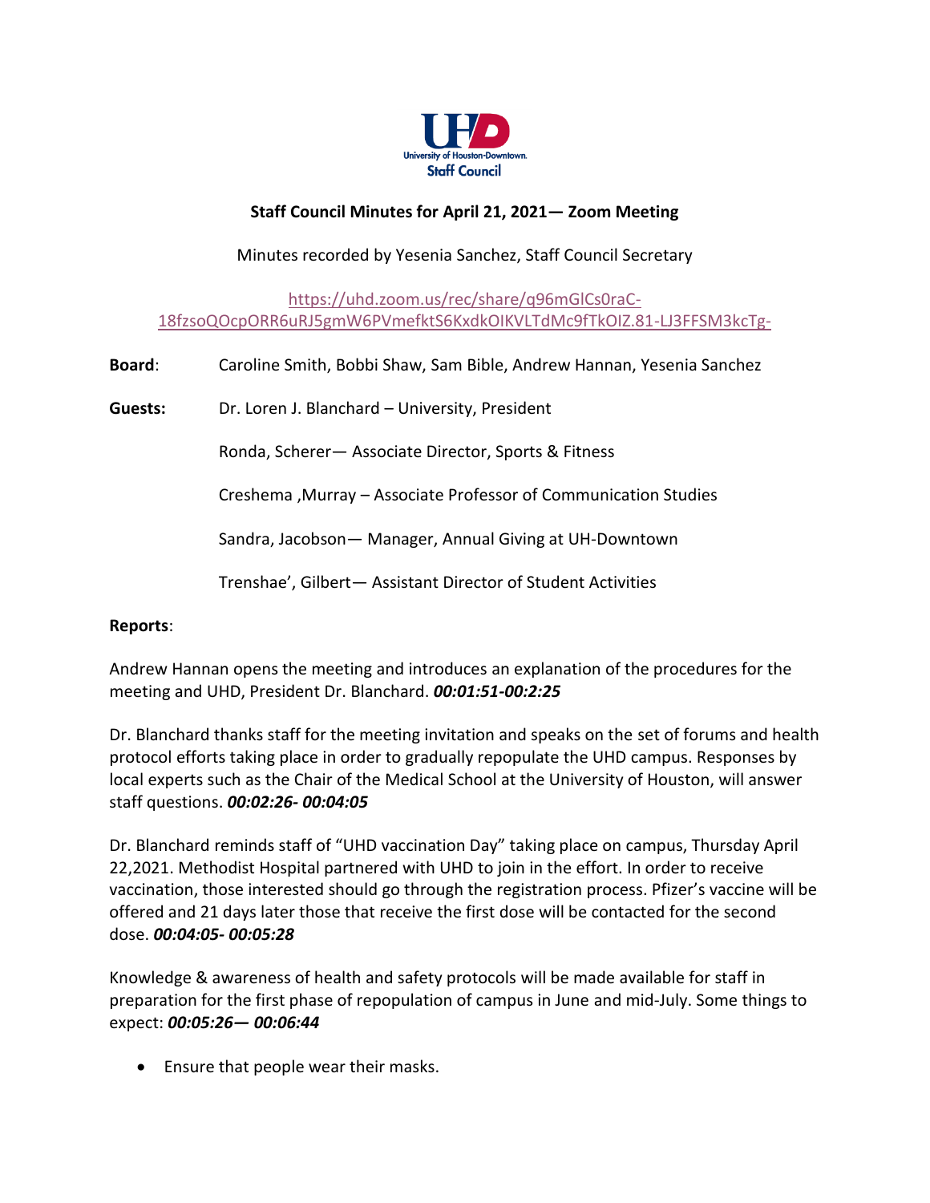University of Houston-Downtown Staff Council

**Staff Council Minutes for April 21, 2021— Zoom Meeting**

Minutes recorded by Yesenia Sanchez, Staff Council Secretary

https://uhd.zoom.us/rec/share/q96mGlCs0raC-18fzsoQOcpORR6uRJ5gmW6PVmefktS6KxdkOIKVLTdMc9fTkOIZ.81-LJ3FFSM3kcTg-

**Board**: Caroline Smith, Bobbi Shaw, Sam Bible, Andrew Hannan, Yesenia Sanchez

**Guests:** Dr. Loren J. Blanchard – University, President

Ronda, Scherer— Associate Director, Sports & Fitness

Creshema ,Murray – Associate Professor of Communication Studies

Sandra, Jacobson— Manager, Annual Giving at UH-Downtown

Trenshae', Gilbert— Assistant Director of Student Activities

**Reports**:

Andrew Hannan opens the meeting and introduces an explanation of the procedures for the meeting and UHD, President Dr. Blanchard. ***00:01:51-00:2:25***

Dr. Blanchard thanks staff for the meeting invitation and speaks on the set of forums and health protocol efforts taking place in order to gradually repopulate the UHD campus. Responses by local experts such as the Chair of the Medical School at the University of Houston, will answer staff questions. ***00:02:26- 00:04:05***

Dr. Blanchard reminds staff of "UHD vaccination Day" taking place on campus, Thursday April 22,2021. Methodist Hospital partnered with UHD to join in the effort. In order to receive vaccination, those interested should go through the registration process. Pfizer's vaccine will be offered and 21 days later those that receive the first dose will be contacted for the second dose. ***00:04:05- 00:05:28***

Knowledge & awareness of health and safety protocols will be made available for staff in preparation for the first phase of repopulation of campus in June and mid-July. Some things to expect: ***00:05:26— 00:06:44***

- Ensure that people wear their masks.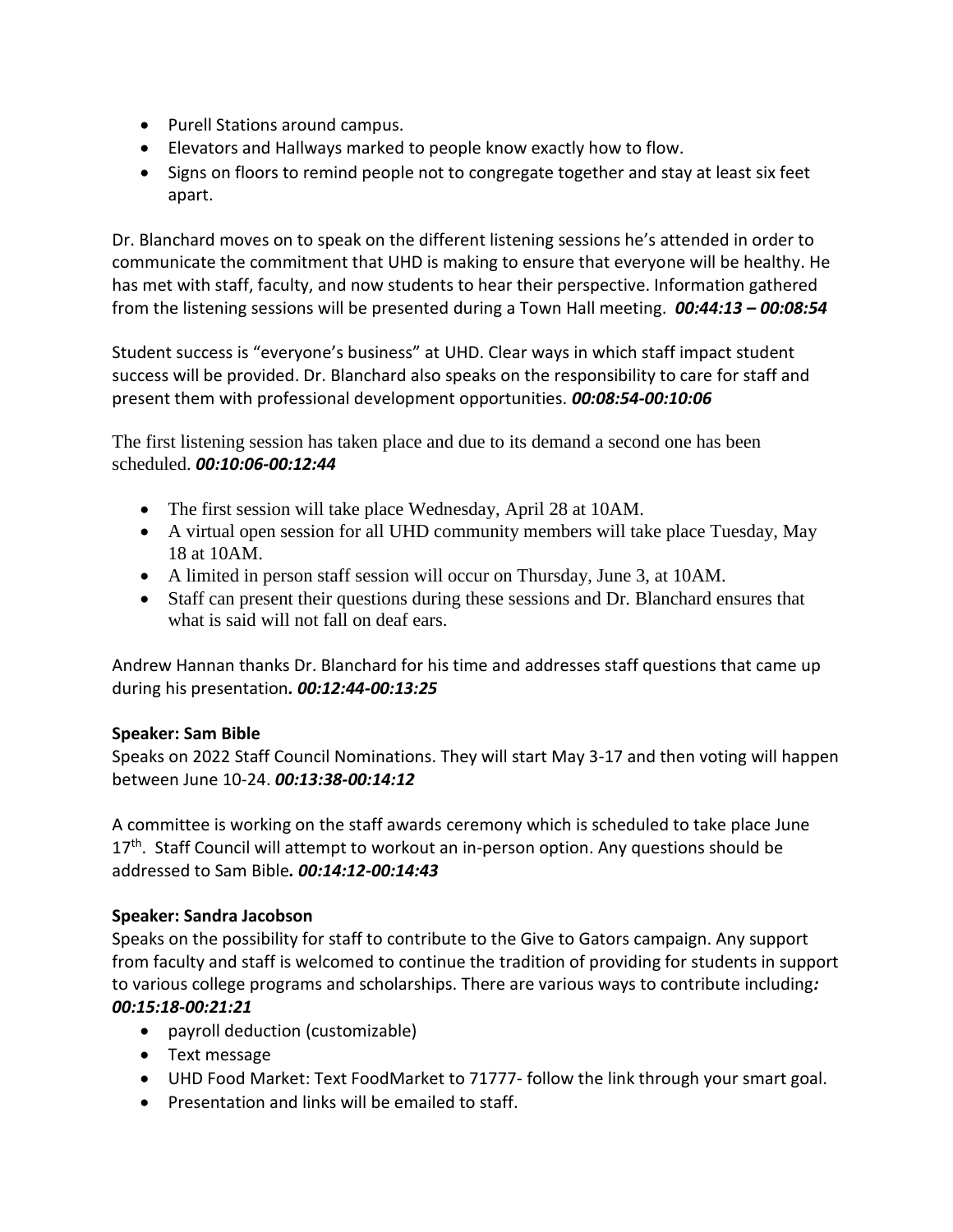- Purell Stations around campus.
- Elevators and Hallways marked to people know exactly how to flow.
- Signs on floors to remind people not to congregate together and stay at least six feet apart.

Dr. Blanchard moves on to speak on the different listening sessions he's attended in order to communicate the commitment that UHD is making to ensure that everyone will be healthy. He has met with staff, faculty, and now students to hear their perspective. Information gathered from the listening sessions will be presented during a Town Hall meeting. ***00:44:13 – 00:08:54***

Student success is "everyone's business" at UHD. Clear ways in which staff impact student success will be provided. Dr. Blanchard also speaks on the responsibility to care for staff and present them with professional development opportunities. ***00:08:54-00:10:06***

The first listening session has taken place and due to its demand a second one has been scheduled. ***00:10:06-00:12:44***

- The first session will take place Wednesday, April 28 at 10AM.
- A virtual open session for all UHD community members will take place Tuesday, May 18 at 10AM.
- A limited in person staff session will occur on Thursday, June 3, at 10AM.
- Staff can present their questions during these sessions and Dr. Blanchard ensures that what is said will not fall on deaf ears.

Andrew Hannan thanks Dr. Blanchard for his time and addresses staff questions that came up during his presentation***. 00:12:44-00:13:25***

**Speaker: Sam Bible**
Speaks on 2022 Staff Council Nominations. They will start May 3-17 and then voting will happen between June 10-24. ***00:13:38-00:14:12***

A committee is working on the staff awards ceremony which is scheduled to take place June 17th. Staff Council will attempt to workout an in-person option. Any questions should be addressed to Sam Bible***. 00:14:12-00:14:43***

**Speaker: Sandra Jacobson**
Speaks on the possibility for staff to contribute to the Give to Gators campaign. Any support from faculty and staff is welcomed to continue the tradition of providing for students in support to various college programs and scholarships. There are various ways to contribute including***: 00:15:18-00:21:21***

- payroll deduction (customizable)
- Text message
- UHD Food Market: Text FoodMarket to 71777- follow the link through your smart goal.
- Presentation and links will be emailed to staff.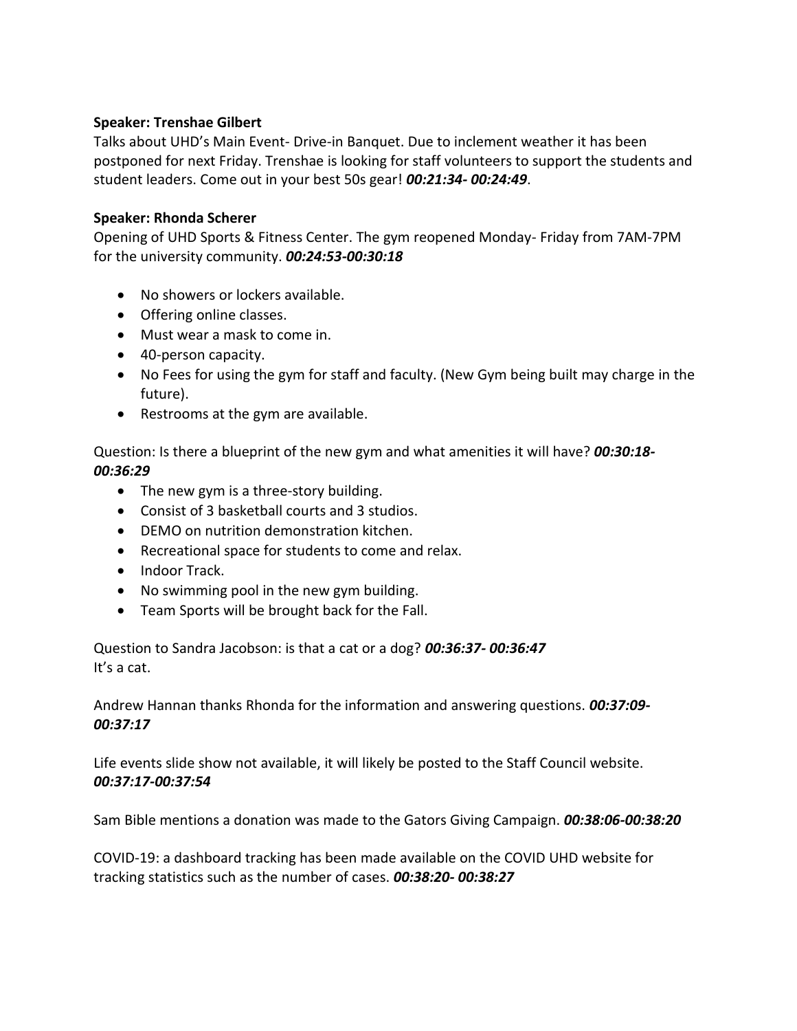**Speaker: Trenshae Gilbert**

Talks about UHD's Main Event- Drive-in Banquet. Due to inclement weather it has been postponed for next Friday. Trenshae is looking for staff volunteers to support the students and student leaders. Come out in your best 50s gear! ***00:21:34- 00:24:49***.

**Speaker: Rhonda Scherer**

Opening of UHD Sports & Fitness Center. The gym reopened Monday- Friday from 7AM-7PM for the university community. ***00:24:53-00:30:18***

- No showers or lockers available.
- Offering online classes.
- Must wear a mask to come in.
- 40-person capacity.
- No Fees for using the gym for staff and faculty. (New Gym being built may charge in the future).
- Restrooms at the gym are available.

Question: Is there a blueprint of the new gym and what amenities it will have? ***00:30:18-00:36:29***

- The new gym is a three-story building.
- Consist of 3 basketball courts and 3 studios.
- DEMO on nutrition demonstration kitchen.
- Recreational space for students to come and relax.
- Indoor Track.
- No swimming pool in the new gym building.
- Team Sports will be brought back for the Fall.

Question to Sandra Jacobson: is that a cat or a dog? ***00:36:37- 00:36:47***
It's a cat.

Andrew Hannan thanks Rhonda for the information and answering questions. ***00:37:09-00:37:17***

Life events slide show not available, it will likely be posted to the Staff Council website. ***00:37:17-00:37:54***

Sam Bible mentions a donation was made to the Gators Giving Campaign. ***00:38:06-00:38:20***

COVID-19: a dashboard tracking has been made available on the COVID UHD website for tracking statistics such as the number of cases. ***00:38:20- 00:38:27***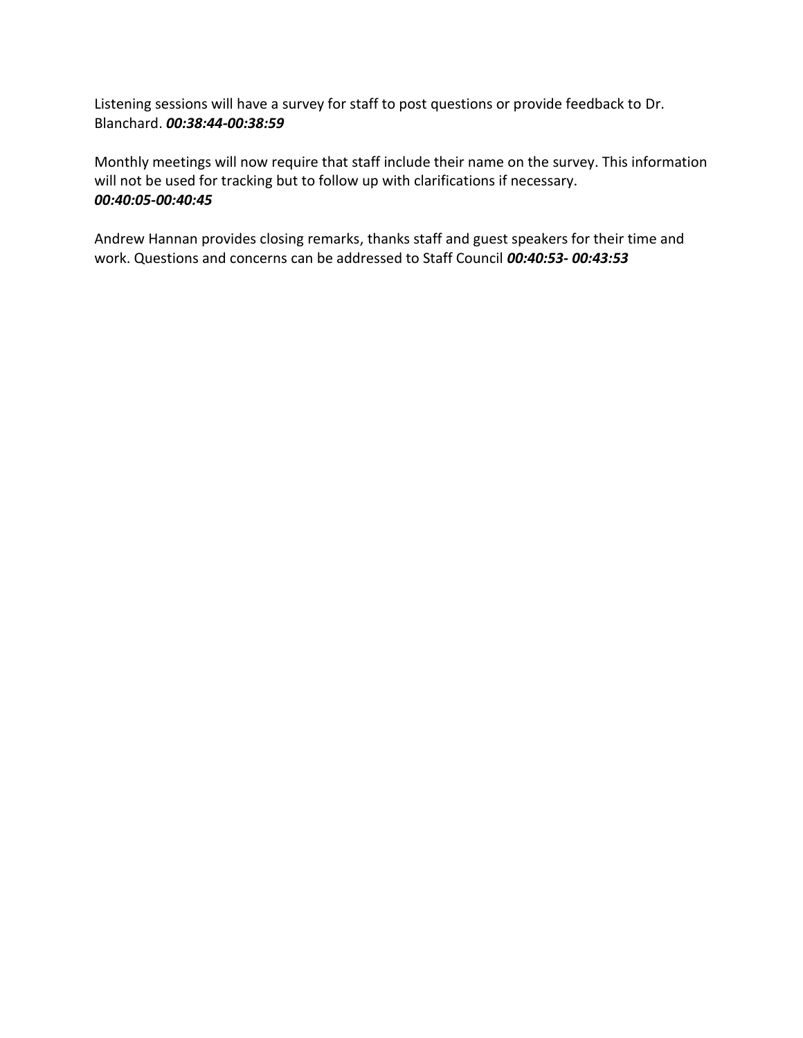Listening sessions will have a survey for staff to post questions or provide feedback to Dr. Blanchard. ***00:38:44-00:38:59***

Monthly meetings will now require that staff include their name on the survey. This information will not be used for tracking but to follow up with clarifications if necessary. ***00:40:05-00:40:45***

Andrew Hannan provides closing remarks, thanks staff and guest speakers for their time and work. Questions and concerns can be addressed to Staff Council ***00:40:53- 00:43:53***